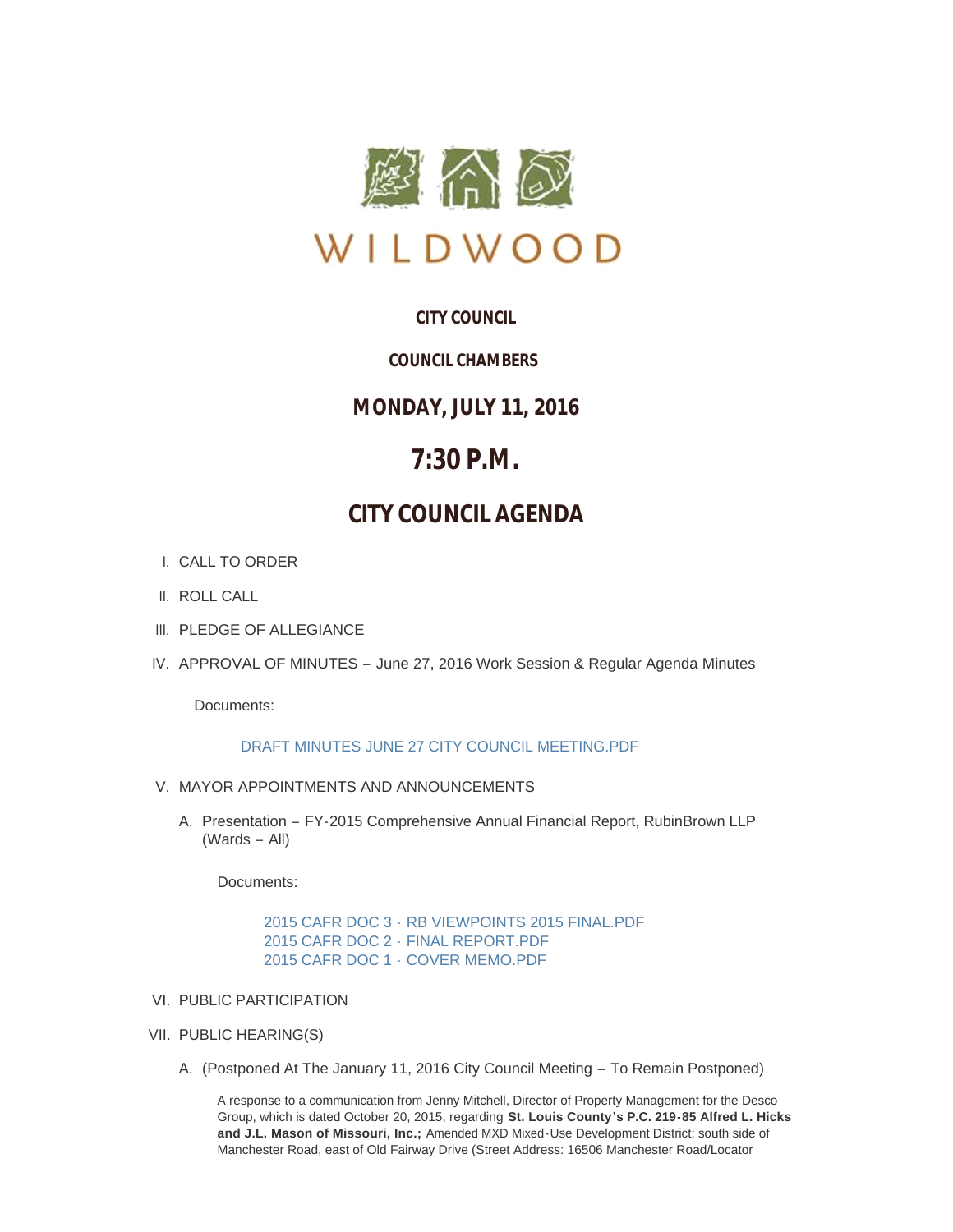WILDWOOD

# CITY COUNCIL

## COUNCIL CHAMBERS

## MONDAY, JULY 11, 2016

# 7:30 P.M.

# CITY COUNCIL AGENDA

I. CALL TO ORDER

II. ROLL CALL

III. PLEDGE OF ALLEGIANCE

IV. APPROVAL OF MINUTES – June 27, 2016 Work Session & Regular Agenda Minutes

Documents:

DRAFT MINUTES JUNE 27 CITY COUNCIL MEETING.PDF

V. MAYOR APPOINTMENTS AND ANNOUNCEMENTS

A. Presentation – FY-2015 Comprehensive Annual Financial Report, RubinBrown LLP (Wards – All)

Documents:

2015 CAFR DOC 3 - RB VIEWPOINTS 2015 FINAL.PDF
2015 CAFR DOC 2 - FINAL REPORT.PDF
2015 CAFR DOC 1 - COVER MEMO.PDF

VI. PUBLIC PARTICIPATION

VII. PUBLIC HEARING(S)

A. (Postponed At The January 11, 2016 City Council Meeting – To Remain Postponed)

A response to a communication from Jenny Mitchell, Director of Property Management for the Desco Group, which is dated October 20, 2015, regarding **St. Louis County's P.C. 219-85 Alfred L. Hicks and J.L. Mason of Missouri, Inc.;** Amended MXD Mixed-Use Development District; south side of Manchester Road, east of Old Fairway Drive (Street Address: 16506 Manchester Road/Locator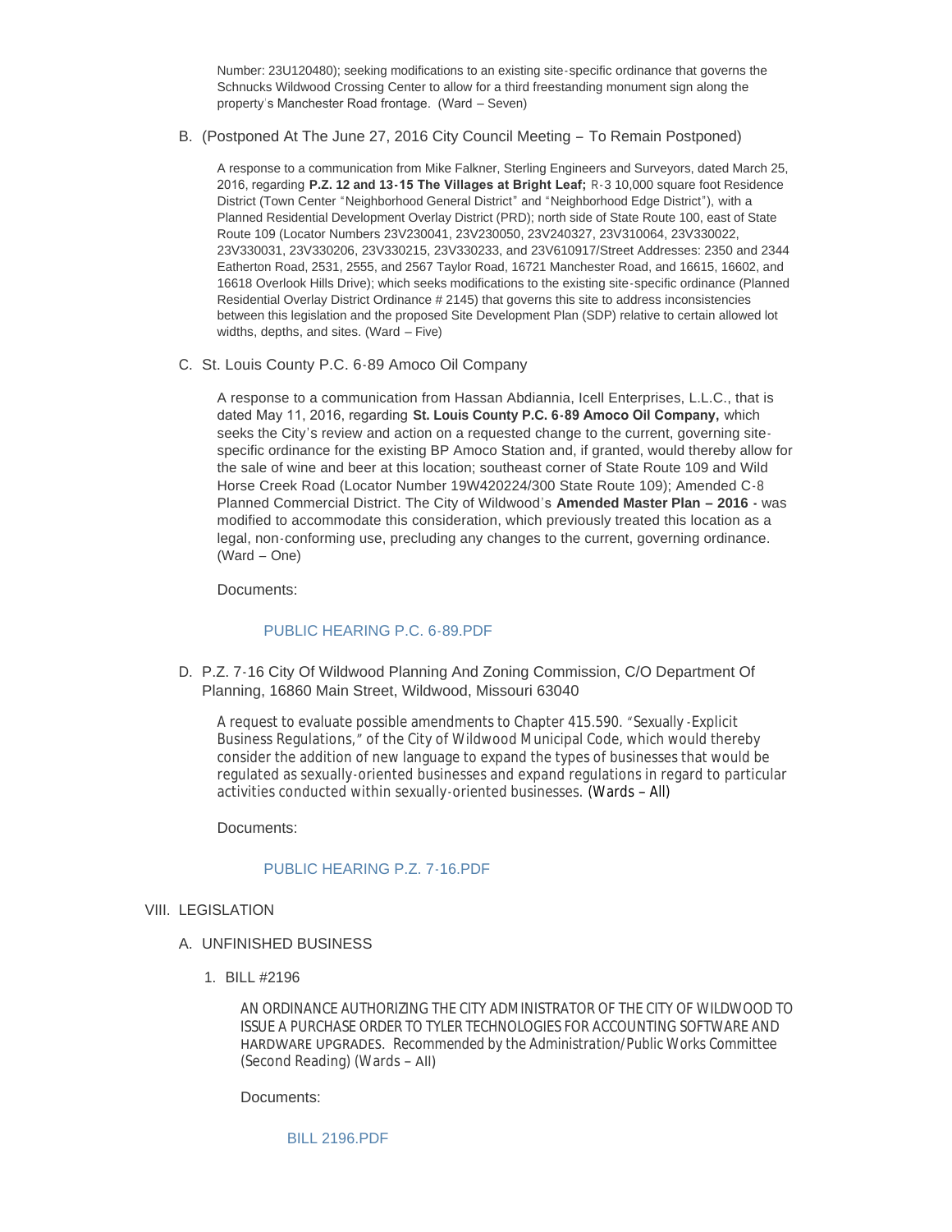Number: 23U120480); seeking modifications to an existing site-specific ordinance that governs the Schnucks Wildwood Crossing Center to allow for a third freestanding monument sign along the property's Manchester Road frontage. (Ward – Seven)

B. (Postponed At The June 27, 2016 City Council Meeting – To Remain Postponed)

A response to a communication from Mike Falkner, Sterling Engineers and Surveyors, dated March 25, 2016, regarding **P.Z. 12 and 13-15 The Villages at Bright Leaf;** R-3 10,000 square foot Residence District (Town Center "Neighborhood General District" and "Neighborhood Edge District"), with a Planned Residential Development Overlay District (PRD); north side of State Route 100, east of State Route 109 (Locator Numbers 23V230041, 23V230050, 23V240327, 23V310064, 23V330022, 23V330031, 23V330206, 23V330215, 23V330233, and 23V610917/Street Addresses: 2350 and 2344 Eatherton Road, 2531, 2555, and 2567 Taylor Road, 16721 Manchester Road, and 16615, 16602, and 16618 Overlook Hills Drive); which seeks modifications to the existing site-specific ordinance (Planned Residential Overlay District Ordinance # 2145) that governs this site to address inconsistencies between this legislation and the proposed Site Development Plan (SDP) relative to certain allowed lot widths, depths, and sites. (Ward – Five)

C. St. Louis County P.C. 6-89 Amoco Oil Company

A response to a communication from Hassan Abdiannia, Icell Enterprises, L.L.C., that is dated May 11, 2016, regarding **St. Louis County P.C. 6-89 Amoco Oil Company,** which seeks the City's review and action on a requested change to the current, governing site-specific ordinance for the existing BP Amoco Station and, if granted, would thereby allow for the sale of wine and beer at this location; southeast corner of State Route 109 and Wild Horse Creek Road (Locator Number 19W420224/300 State Route 109); Amended C-8 Planned Commercial District. The City of Wildwood's **Amended Master Plan – 2016 -** was modified to accommodate this consideration, which previously treated this location as a legal, non-conforming use, precluding any changes to the current, governing ordinance. (Ward – One)

Documents:

PUBLIC HEARING P.C. 6-89.PDF

D. P.Z. 7-16 City Of Wildwood Planning And Zoning Commission, C/O Department Of Planning, 16860 Main Street, Wildwood, Missouri 63040

A request to evaluate possible amendments to Chapter 415.590. "Sexually-Explicit Business Regulations," of the City of Wildwood Municipal Code, which would thereby consider the addition of new language to expand the types of businesses that would be regulated as sexually-oriented businesses and expand regulations in regard to particular activities conducted within sexually-oriented businesses. (Wards – All)

Documents:

PUBLIC HEARING P.Z. 7-16.PDF

VIII. LEGISLATION

A. UNFINISHED BUSINESS

1. BILL #2196

AN ORDINANCE AUTHORIZING THE CITY ADMINISTRATOR OF THE CITY OF WILDWOOD TO ISSUE A PURCHASE ORDER TO TYLER TECHNOLOGIES FOR ACCOUNTING SOFTWARE AND HARDWARE UPGRADES. Recommended by the Administration/Public Works Committee (Second Reading) (Wards – All)

Documents:

BILL 2196.PDF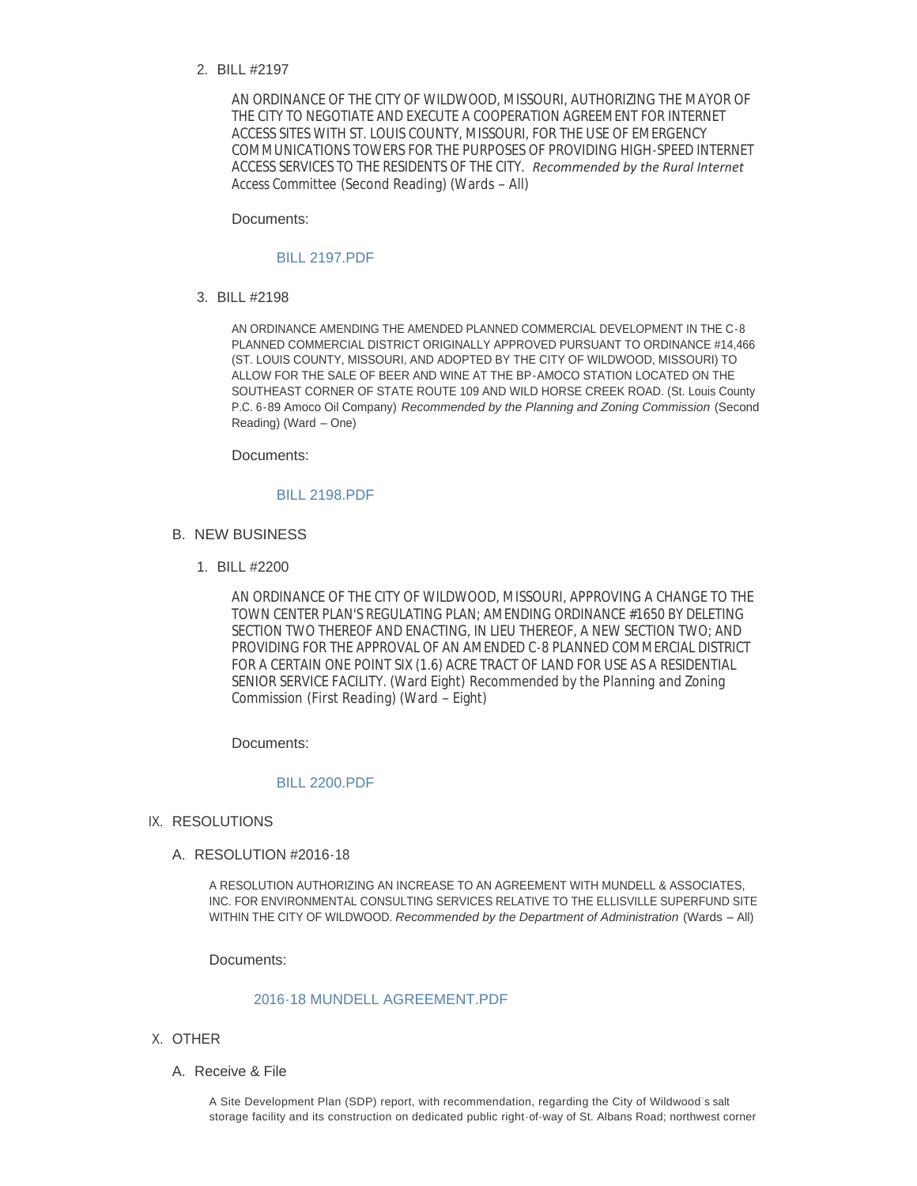2. BILL #2197

   AN ORDINANCE OF THE CITY OF WILDWOOD, MISSOURI, AUTHORIZING THE MAYOR OF THE CITY TO NEGOTIATE AND EXECUTE A COOPERATION AGREEMENT FOR INTERNET ACCESS SITES WITH ST. LOUIS COUNTY, MISSOURI, FOR THE USE OF EMERGENCY COMMUNICATIONS TOWERS FOR THE PURPOSES OF PROVIDING HIGH-SPEED INTERNET ACCESS SERVICES TO THE RESIDENTS OF THE CITY. *Recommended by the Rural Internet* Access Committee (Second Reading) (Wards – All)

   Documents:

   BILL 2197.PDF

3. BILL #2198

   AN ORDINANCE AMENDING THE AMENDED PLANNED COMMERCIAL DEVELOPMENT IN THE C-8 PLANNED COMMERCIAL DISTRICT ORIGINALLY APPROVED PURSUANT TO ORDINANCE #14,466 (ST. LOUIS COUNTY, MISSOURI, AND ADOPTED BY THE CITY OF WILDWOOD, MISSOURI) TO ALLOW FOR THE SALE OF BEER AND WINE AT THE BP-AMOCO STATION LOCATED ON THE SOUTHEAST CORNER OF STATE ROUTE 109 AND WILD HORSE CREEK ROAD. (St. Louis County P.C. 6-89 Amoco Oil Company) *Recommended by the Planning and Zoning Commission* (Second Reading) (Ward – One)

   Documents:

   BILL 2198.PDF

B. NEW BUSINESS

1. BILL #2200

   AN ORDINANCE OF THE CITY OF WILDWOOD, MISSOURI, APPROVING A CHANGE TO THE TOWN CENTER PLAN'S REGULATING PLAN; AMENDING ORDINANCE #1650 BY DELETING SECTION TWO THEREOF AND ENACTING, IN LIEU THEREOF, A NEW SECTION TWO; AND PROVIDING FOR THE APPROVAL OF AN AMENDED C-8 PLANNED COMMERCIAL DISTRICT FOR A CERTAIN ONE POINT SIX (1.6) ACRE TRACT OF LAND FOR USE AS A RESIDENTIAL SENIOR SERVICE FACILITY. (Ward Eight) Recommended by the Planning and Zoning Commission (First Reading) (Ward – Eight)

   Documents:

   BILL 2200.PDF

## IX. RESOLUTIONS

A. RESOLUTION #2016-18

   A RESOLUTION AUTHORIZING AN INCREASE TO AN AGREEMENT WITH MUNDELL & ASSOCIATES, INC. FOR ENVIRONMENTAL CONSULTING SERVICES RELATIVE TO THE ELLISVILLE SUPERFUND SITE WITHIN THE CITY OF WILDWOOD. *Recommended by the Department of Administration* (Wards – All)

   Documents:

   2016-18 MUNDELL AGREEMENT.PDF

## X. OTHER

A. Receive & File

   A Site Development Plan (SDP) report, with recommendation, regarding the City of Wildwood's salt storage facility and its construction on dedicated public right-of-way of St. Albans Road; northwest corner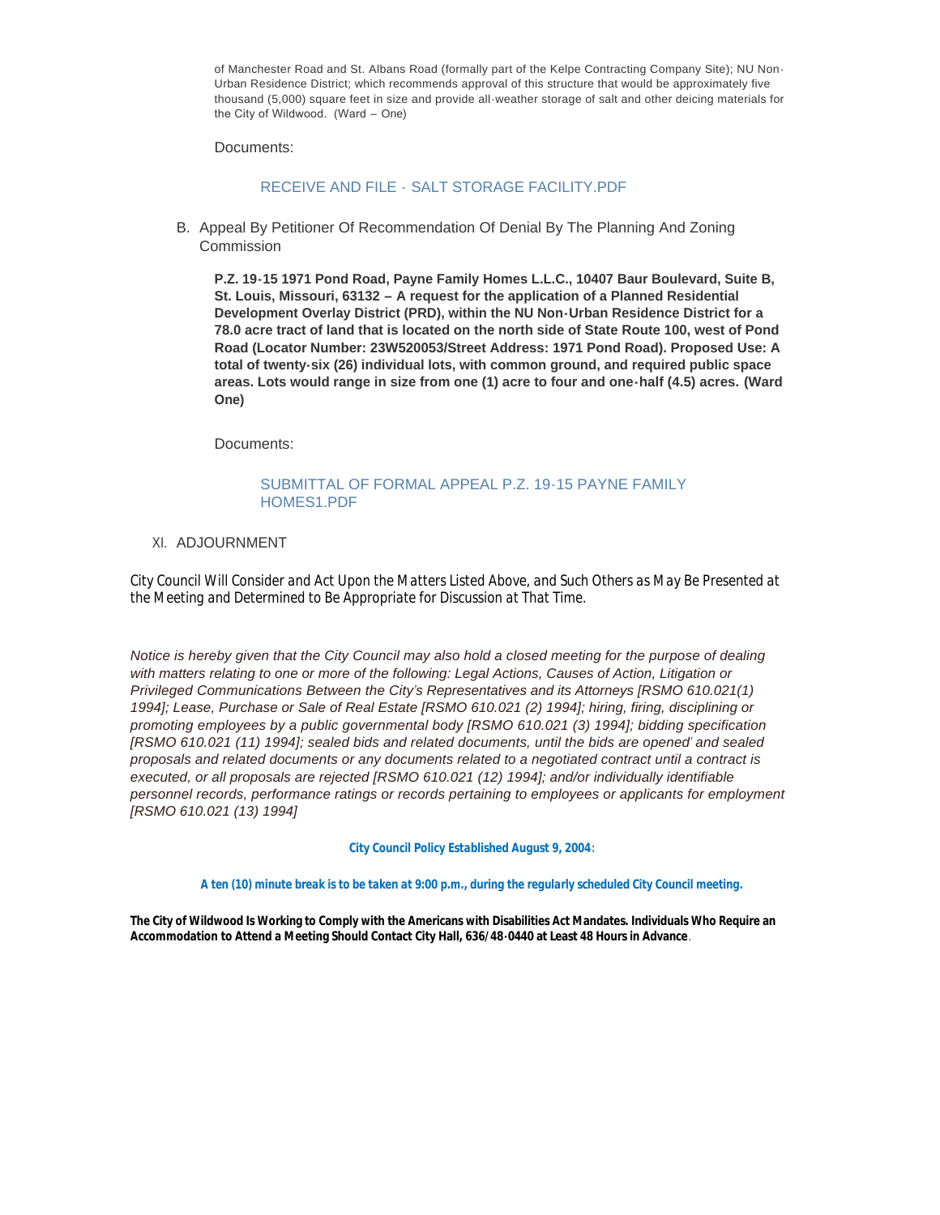of Manchester Road and St. Albans Road (formally part of the Kelpe Contracting Company Site); NU Non-Urban Residence District; which recommends approval of this structure that would be approximately five thousand (5,000) square feet in size and provide all-weather storage of salt and other deicing materials for the City of Wildwood. (Ward – One)

Documents:

RECEIVE AND FILE - SALT STORAGE FACILITY.PDF

B. Appeal By Petitioner Of Recommendation Of Denial By The Planning And Zoning Commission

**P.Z. 19-15 1971 Pond Road, Payne Family Homes L.L.C., 10407 Baur Boulevard, Suite B, St. Louis, Missouri, 63132 – A request for the application of a Planned Residential Development Overlay District (PRD), within the NU Non-Urban Residence District for a 78.0 acre tract of land that is located on the north side of State Route 100, west of Pond Road (Locator Number: 23W520053/Street Address: 1971 Pond Road). Proposed Use: A total of twenty-six (26) individual lots, with common ground, and required public space areas. Lots would range in size from one (1) acre to four and one-half (4.5) acres. (Ward One)**

Documents:

SUBMITTAL OF FORMAL APPEAL P.Z. 19-15 PAYNE FAMILY HOMES1.PDF

XI. ADJOURNMENT

City Council Will Consider and Act Upon the Matters Listed Above, and Such Others as May Be Presented at the Meeting and Determined to Be Appropriate for Discussion at That Time.

*Notice is hereby given that the City Council may also hold a closed meeting for the purpose of dealing with matters relating to one or more of the following: Legal Actions, Causes of Action, Litigation or Privileged Communications Between the City's Representatives and its Attorneys [RSMO 610.021(1) 1994]; Lease, Purchase or Sale of Real Estate [RSMO 610.021 (2) 1994]; hiring, firing, disciplining or promoting employees by a public governmental body [RSMO 610.021 (3) 1994]; bidding specification [RSMO 610.021 (11) 1994]; sealed bids and related documents, until the bids are opened' and sealed proposals and related documents or any documents related to a negotiated contract until a contract is executed, or all proposals are rejected [RSMO 610.021 (12) 1994]; and/or individually identifiable personnel records, performance ratings or records pertaining to employees or applicants for employment [RSMO 610.021 (13) 1994]*

***City Council Policy Established August 9, 2004:***

***A ten (10) minute break is to be taken at 9:00 p.m., during the regularly scheduled City Council meeting.***

**The City of Wildwood Is Working to Comply with the Americans with Disabilities Act Mandates. Individuals Who Require an Accommodation to Attend a Meeting Should Contact City Hall, 636/48-0440 at Least 48 Hours in Advance**.